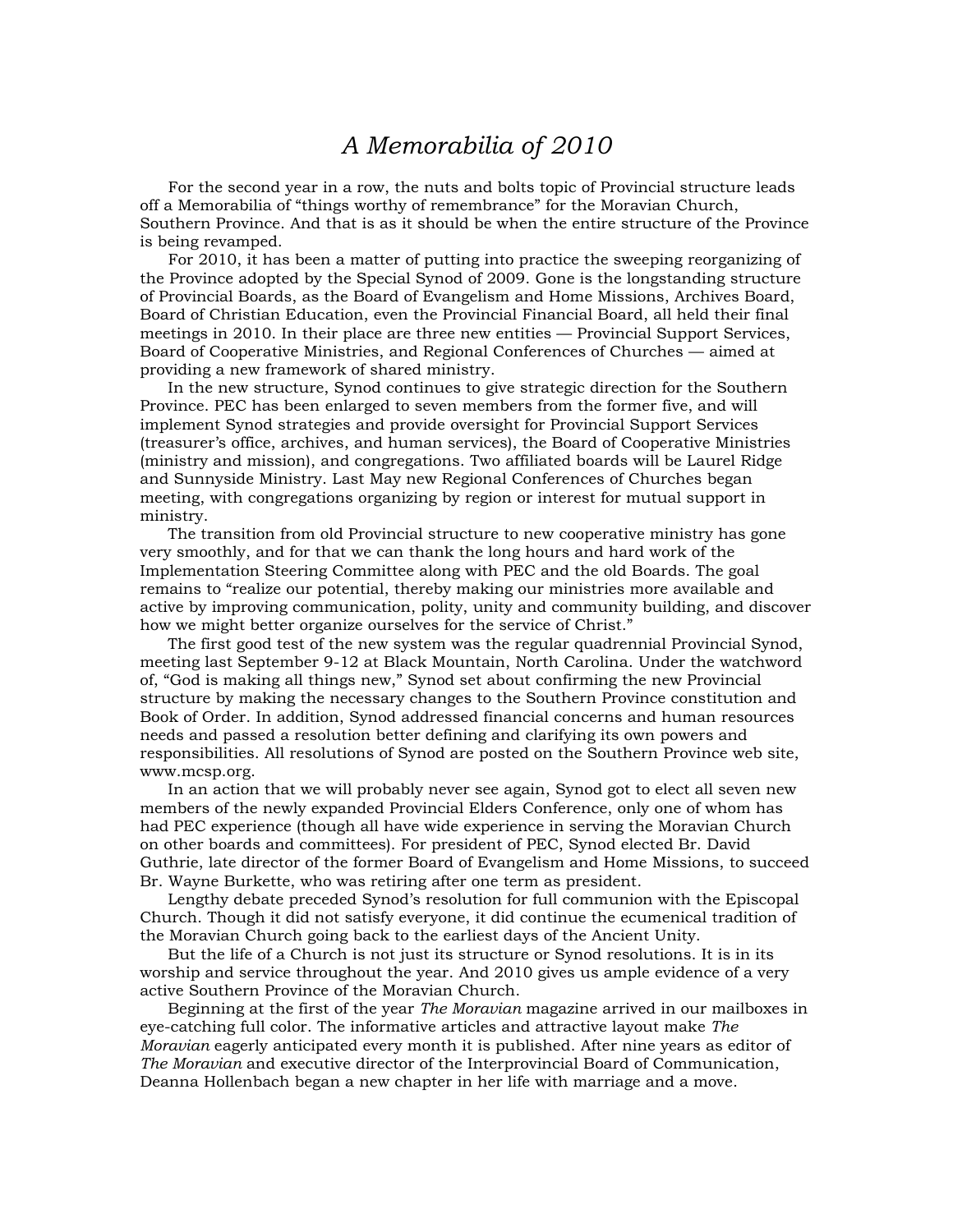# *A Memorabilia of 2010*

For the second year in a row, the nuts and bolts topic of Provincial structure leads off a Memorabilia of "things worthy of remembrance" for the Moravian Church, Southern Province. And that is as it should be when the entire structure of the Province is being revamped.

For 2010, it has been a matter of putting into practice the sweeping reorganizing of the Province adopted by the Special Synod of 2009. Gone is the longstanding structure of Provincial Boards, as the Board of Evangelism and Home Missions, Archives Board, Board of Christian Education, even the Provincial Financial Board, all held their final meetings in 2010. In their place are three new entities — Provincial Support Services, Board of Cooperative Ministries, and Regional Conferences of Churches — aimed at providing a new framework of shared ministry.

In the new structure, Synod continues to give strategic direction for the Southern Province. PEC has been enlarged to seven members from the former five, and will implement Synod strategies and provide oversight for Provincial Support Services (treasurer's office, archives, and human services), the Board of Cooperative Ministries (ministry and mission), and congregations. Two affiliated boards will be Laurel Ridge and Sunnyside Ministry. Last May new Regional Conferences of Churches began meeting, with congregations organizing by region or interest for mutual support in ministry.

The transition from old Provincial structure to new cooperative ministry has gone very smoothly, and for that we can thank the long hours and hard work of the Implementation Steering Committee along with PEC and the old Boards. The goal remains to "realize our potential, thereby making our ministries more available and active by improving communication, polity, unity and community building, and discover how we might better organize ourselves for the service of Christ."

The first good test of the new system was the regular quadrennial Provincial Synod, meeting last September 9-12 at Black Mountain, North Carolina. Under the watchword of, "God is making all things new," Synod set about confirming the new Provincial structure by making the necessary changes to the Southern Province constitution and Book of Order. In addition, Synod addressed financial concerns and human resources needs and passed a resolution better defining and clarifying its own powers and responsibilities. All resolutions of Synod are posted on the Southern Province web site, www.mcsp.org.

In an action that we will probably never see again, Synod got to elect all seven new members of the newly expanded Provincial Elders Conference, only one of whom has had PEC experience (though all have wide experience in serving the Moravian Church on other boards and committees). For president of PEC, Synod elected Br. David Guthrie, late director of the former Board of Evangelism and Home Missions, to succeed Br. Wayne Burkette, who was retiring after one term as president.

Lengthy debate preceded Synod's resolution for full communion with the Episcopal Church. Though it did not satisfy everyone, it did continue the ecumenical tradition of the Moravian Church going back to the earliest days of the Ancient Unity.

But the life of a Church is not just its structure or Synod resolutions. It is in its worship and service throughout the year. And 2010 gives us ample evidence of a very active Southern Province of the Moravian Church.

Beginning at the first of the year *The Moravian* magazine arrived in our mailboxes in eye-catching full color. The informative articles and attractive layout make *The Moravian* eagerly anticipated every month it is published. After nine years as editor of *The Moravian* and executive director of the Interprovincial Board of Communication, Deanna Hollenbach began a new chapter in her life with marriage and a move.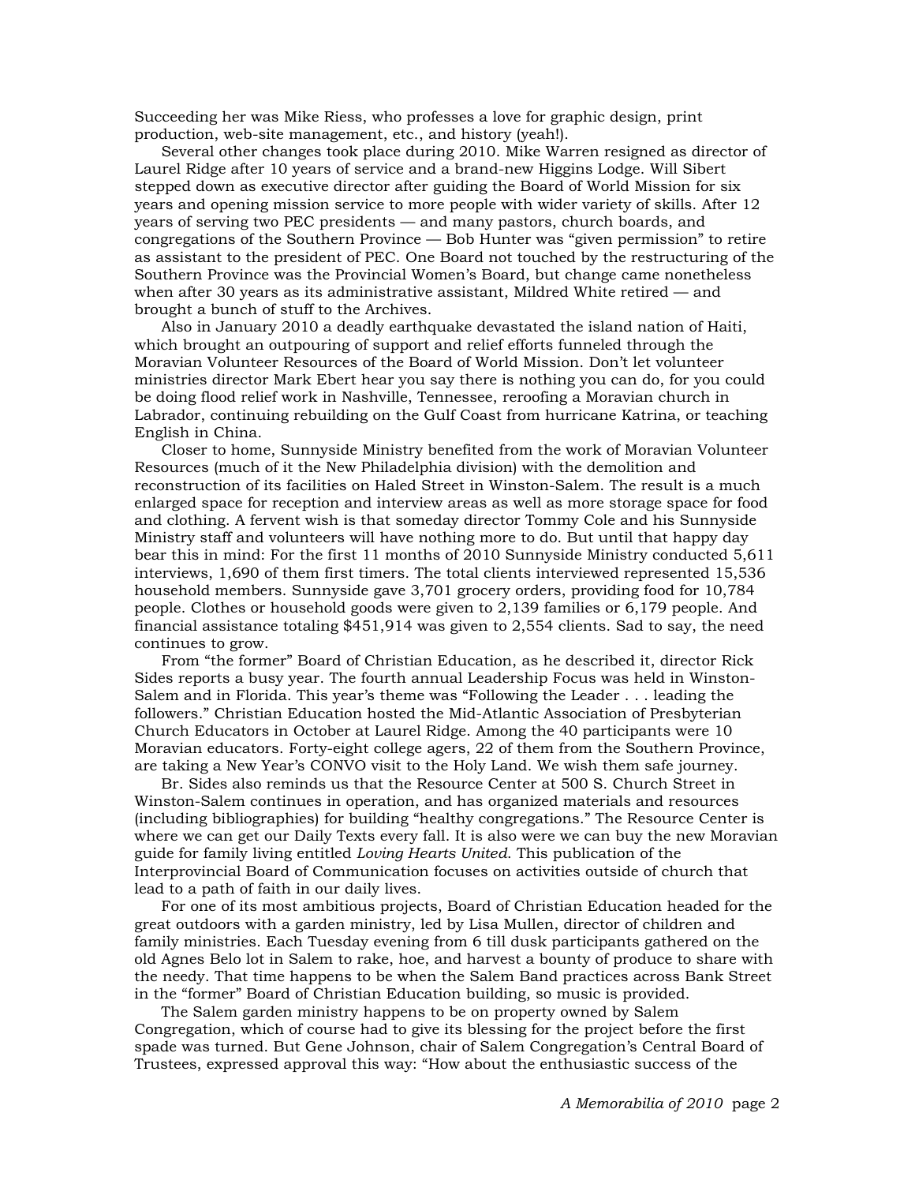Succeeding her was Mike Riess, who professes a love for graphic design, print production, web-site management, etc., and history (yeah!).

Several other changes took place during 2010. Mike Warren resigned as director of Laurel Ridge after 10 years of service and a brand-new Higgins Lodge. Will Sibert stepped down as executive director after guiding the Board of World Mission for six years and opening mission service to more people with wider variety of skills. After 12 years of serving two PEC presidents — and many pastors, church boards, and congregations of the Southern Province — Bob Hunter was "given permission" to retire as assistant to the president of PEC. One Board not touched by the restructuring of the Southern Province was the Provincial Women's Board, but change came nonetheless when after 30 years as its administrative assistant, Mildred White retired — and brought a bunch of stuff to the Archives.

Also in January 2010 a deadly earthquake devastated the island nation of Haiti, which brought an outpouring of support and relief efforts funneled through the Moravian Volunteer Resources of the Board of World Mission. Don't let volunteer ministries director Mark Ebert hear you say there is nothing you can do, for you could be doing flood relief work in Nashville, Tennessee, reroofing a Moravian church in Labrador, continuing rebuilding on the Gulf Coast from hurricane Katrina, or teaching English in China.

Closer to home, Sunnyside Ministry benefited from the work of Moravian Volunteer Resources (much of it the New Philadelphia division) with the demolition and reconstruction of its facilities on Haled Street in Winston-Salem. The result is a much enlarged space for reception and interview areas as well as more storage space for food and clothing. A fervent wish is that someday director Tommy Cole and his Sunnyside Ministry staff and volunteers will have nothing more to do. But until that happy day bear this in mind: For the first 11 months of 2010 Sunnyside Ministry conducted 5,611 interviews, 1,690 of them first timers. The total clients interviewed represented 15,536 household members. Sunnyside gave 3,701 grocery orders, providing food for 10,784 people. Clothes or household goods were given to 2,139 families or 6,179 people. And financial assistance totaling $451,914 was given to 2,554 clients. Sad to say, the need continues to grow.

From "the former" Board of Christian Education, as he described it, director Rick Sides reports a busy year. The fourth annual Leadership Focus was held in Winston-Salem and in Florida. This year's theme was "Following the Leader . . . leading the followers." Christian Education hosted the Mid-Atlantic Association of Presbyterian Church Educators in October at Laurel Ridge. Among the 40 participants were 10 Moravian educators. Forty-eight college agers, 22 of them from the Southern Province, are taking a New Year's CONVO visit to the Holy Land. We wish them safe journey.

Br. Sides also reminds us that the Resource Center at 500 S. Church Street in Winston-Salem continues in operation, and has organized materials and resources (including bibliographies) for building "healthy congregations." The Resource Center is where we can get our Daily Texts every fall. It is also were we can buy the new Moravian guide for family living entitled *Loving Hearts United.* This publication of the Interprovincial Board of Communication focuses on activities outside of church that lead to a path of faith in our daily lives.

For one of its most ambitious projects, Board of Christian Education headed for the great outdoors with a garden ministry, led by Lisa Mullen, director of children and family ministries. Each Tuesday evening from 6 till dusk participants gathered on the old Agnes Belo lot in Salem to rake, hoe, and harvest a bounty of produce to share with the needy. That time happens to be when the Salem Band practices across Bank Street in the "former" Board of Christian Education building, so music is provided.

The Salem garden ministry happens to be on property owned by Salem Congregation, which of course had to give its blessing for the project before the first spade was turned. But Gene Johnson, chair of Salem Congregation's Central Board of Trustees, expressed approval this way: "How about the enthusiastic success of the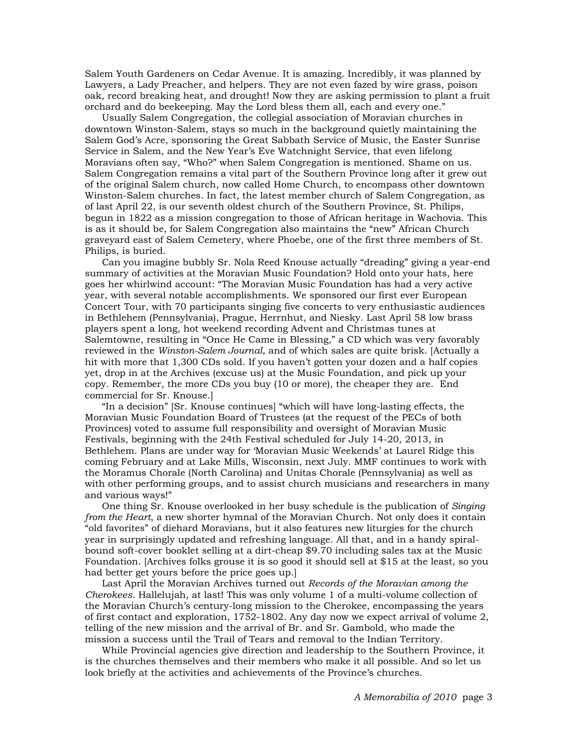Salem Youth Gardeners on Cedar Avenue. It is amazing. Incredibly, it was planned by Lawyers, a Lady Preacher, and helpers. They are not even fazed by wire grass, poison oak, record breaking heat, and drought! Now they are asking permission to plant a fruit orchard and do beekeeping. May the Lord bless them all, each and every one."

Usually Salem Congregation, the collegial association of Moravian churches in downtown Winston-Salem, stays so much in the background quietly maintaining the Salem God's Acre, sponsoring the Great Sabbath Service of Music, the Easter Sunrise Service in Salem, and the New Year's Eve Watchnight Service, that even lifelong Moravians often say, "Who?" when Salem Congregation is mentioned. Shame on us. Salem Congregation remains a vital part of the Southern Province long after it grew out of the original Salem church, now called Home Church, to encompass other downtown Winston-Salem churches. In fact, the latest member church of Salem Congregation, as of last April 22, is our seventh oldest church of the Southern Province, St. Philips, begun in 1822 as a mission congregation to those of African heritage in Wachovia. This is as it should be, for Salem Congregation also maintains the "new" African Church graveyard east of Salem Cemetery, where Phoebe, one of the first three members of St. Philips, is buried.

Can you imagine bubbly Sr. Nola Reed Knouse actually "dreading" giving a year-end summary of activities at the Moravian Music Foundation? Hold onto your hats, here goes her whirlwind account: "The Moravian Music Foundation has had a very active year, with several notable accomplishments. We sponsored our first ever European Concert Tour, with 70 participants singing five concerts to very enthusiastic audiences in Bethlehem (Pennsylvania), Prague, Herrnhut, and Niesky. Last April 58 low brass players spent a long, hot weekend recording Advent and Christmas tunes at Salemtowne, resulting in "Once He Came in Blessing," a CD which was very favorably reviewed in the *Winston-Salem Journal*, and of which sales are quite brisk. [Actually a hit with more that 1,300 CDs sold. If you haven't gotten your dozen and a half copies yet, drop in at the Archives (excuse us) at the Music Foundation, and pick up your copy. Remember, the more CDs you buy (10 or more), the cheaper they are. End commercial for Sr. Knouse.]

"In a decision" [Sr. Knouse continues] "which will have long-lasting effects, the Moravian Music Foundation Board of Trustees (at the request of the PECs of both Provinces) voted to assume full responsibility and oversight of Moravian Music Festivals, beginning with the 24th Festival scheduled for July 14-20, 2013, in Bethlehem. Plans are under way for 'Moravian Music Weekends' at Laurel Ridge this coming February and at Lake Mills, Wisconsin, next July. MMF continues to work with the Moramus Chorale (North Carolina) and Unitas Chorale (Pennsylvania) as well as with other performing groups, and to assist church musicians and researchers in many and various ways!"

One thing Sr. Knouse overlooked in her busy schedule is the publication of *Singing from the Heart*, a new shorter hymnal of the Moravian Church. Not only does it contain "old favorites" of diehard Moravians, but it also features new liturgies for the church year in surprisingly updated and refreshing language. All that, and in a handy spiral-bound soft-cover booklet selling at a dirt-cheap $9.70 including sales tax at the Music Foundation. [Archives folks grouse it is so good it should sell at $15 at the least, so you had better get yours before the price goes up.]

Last April the Moravian Archives turned out *Records of the Moravian among the Cherokees*. Hallelujah, at last! This was only volume 1 of a multi-volume collection of the Moravian Church's century-long mission to the Cherokee, encompassing the years of first contact and exploration, 1752-1802. Any day now we expect arrival of volume 2, telling of the new mission and the arrival of Br. and Sr. Gambold, who made the mission a success until the Trail of Tears and removal to the Indian Territory.

While Provincial agencies give direction and leadership to the Southern Province, it is the churches themselves and their members who make it all possible. And so let us look briefly at the activities and achievements of the Province's churches.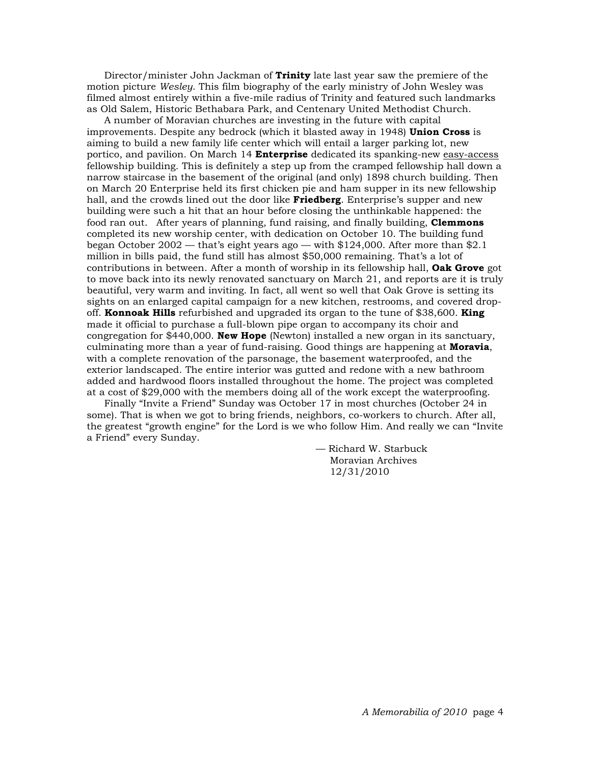Director/minister John Jackman of **Trinity** late last year saw the premiere of the motion picture *Wesley*. This film biography of the early ministry of John Wesley was filmed almost entirely within a five-mile radius of Trinity and featured such landmarks as Old Salem, Historic Bethabara Park, and Centenary United Methodist Church.

A number of Moravian churches are investing in the future with capital improvements. Despite any bedrock (which it blasted away in 1948) **Union Cross** is aiming to build a new family life center which will entail a larger parking lot, new portico, and pavilion. On March 14 **Enterprise** dedicated its spanking-new easy-access fellowship building. This is definitely a step up from the cramped fellowship hall down a narrow staircase in the basement of the original (and only) 1898 church building. Then on March 20 Enterprise held its first chicken pie and ham supper in its new fellowship hall, and the crowds lined out the door like **Friedberg**. Enterprise's supper and new building were such a hit that an hour before closing the unthinkable happened: the food ran out. After years of planning, fund raising, and finally building, **Clemmons** completed its new worship center, with dedication on October 10. The building fund began October 2002 — that's eight years ago — with $124,000. After more than $2.1 million in bills paid, the fund still has almost $50,000 remaining. That's a lot of contributions in between. After a month of worship in its fellowship hall, **Oak Grove** got to move back into its newly renovated sanctuary on March 21, and reports are it is truly beautiful, very warm and inviting. In fact, all went so well that Oak Grove is setting its sights on an enlarged capital campaign for a new kitchen, restrooms, and covered drop-off. **Konnoak Hills** refurbished and upgraded its organ to the tune of $38,600. **King** made it official to purchase a full-blown pipe organ to accompany its choir and congregation for $440,000. **New Hope** (Newton) installed a new organ in its sanctuary, culminating more than a year of fund-raising. Good things are happening at **Moravia**, with a complete renovation of the parsonage, the basement waterproofed, and the exterior landscaped. The entire interior was gutted and redone with a new bathroom added and hardwood floors installed throughout the home. The project was completed at a cost of $29,000 with the members doing all of the work except the waterproofing.

Finally "Invite a Friend" Sunday was October 17 in most churches (October 24 in some). That is when we got to bring friends, neighbors, co-workers to church. After all, the greatest "growth engine" for the Lord is we who follow Him. And really we can "Invite a Friend" every Sunday.

— Richard W. Starbuck
Moravian Archives
12/31/2010